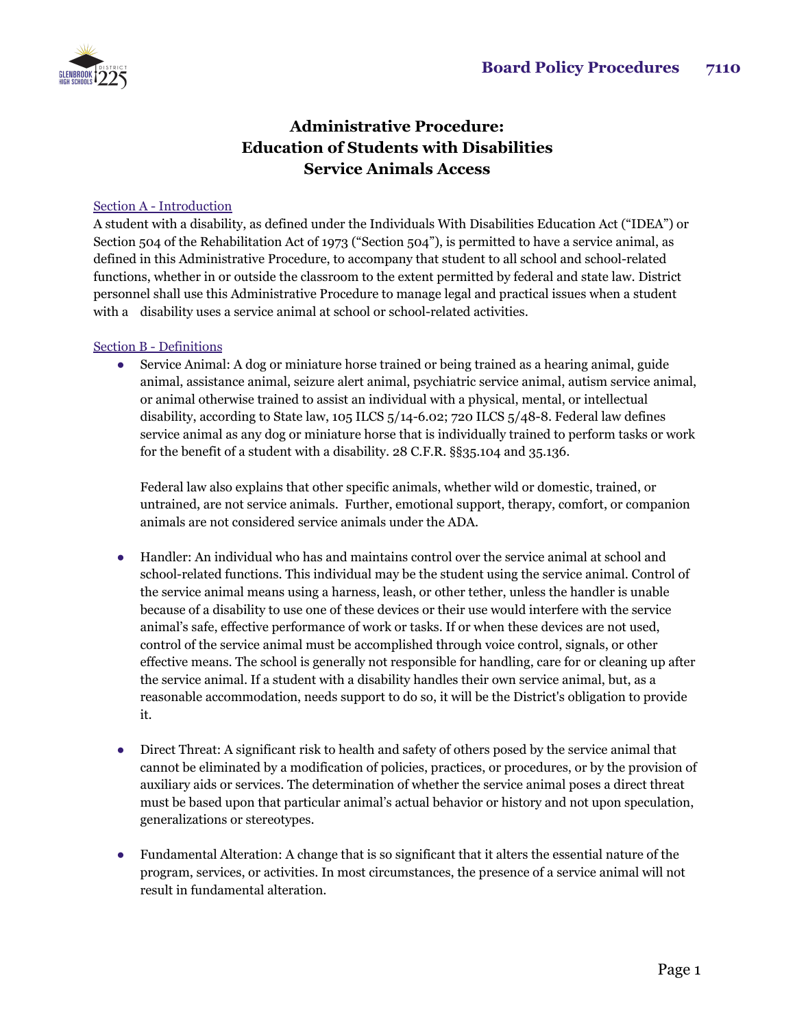# Administrative Procedure:
# Education of Students with Disabilities
# Service Animals Access

## Section A - Introduction

A student with a disability, as defined under the Individuals With Disabilities Education Act ("IDEA") or Section 504 of the Rehabilitation Act of 1973 ("Section 504"), is permitted to have a service animal, as defined in this Administrative Procedure, to accompany that student to all school and school-related functions, whether in or outside the classroom to the extent permitted by federal and state law. District personnel shall use this Administrative Procedure to manage legal and practical issues when a student with a disability uses a service animal at school or school-related activities.

## Section B - Definitions

- Service Animal: A dog or miniature horse trained or being trained as a hearing animal, guide animal, assistance animal, seizure alert animal, psychiatric service animal, autism service animal, or animal otherwise trained to assist an individual with a physical, mental, or intellectual disability, according to State law, 105 ILCS 5/14-6.02; 720 ILCS 5/48-8. Federal law defines service animal as any dog or miniature horse that is individually trained to perform tasks or work for the benefit of a student with a disability. 28 C.F.R. §§35.104 and 35.136.

  Federal law also explains that other specific animals, whether wild or domestic, trained, or untrained, are not service animals. Further, emotional support, therapy, comfort, or companion animals are not considered service animals under the ADA.

- Handler: An individual who has and maintains control over the service animal at school and school-related functions. This individual may be the student using the service animal. Control of the service animal means using a harness, leash, or other tether, unless the handler is unable because of a disability to use one of these devices or their use would interfere with the service animal's safe, effective performance of work or tasks. If or when these devices are not used, control of the service animal must be accomplished through voice control, signals, or other effective means. The school is generally not responsible for handling, care for or cleaning up after the service animal. If a student with a disability handles their own service animal, but, as a reasonable accommodation, needs support to do so, it will be the District's obligation to provide it.

- Direct Threat: A significant risk to health and safety of others posed by the service animal that cannot be eliminated by a modification of policies, practices, or procedures, or by the provision of auxiliary aids or services. The determination of whether the service animal poses a direct threat must be based upon that particular animal's actual behavior or history and not upon speculation, generalizations or stereotypes.

- Fundamental Alteration: A change that is so significant that it alters the essential nature of the program, services, or activities. In most circumstances, the presence of a service animal will not result in fundamental alteration.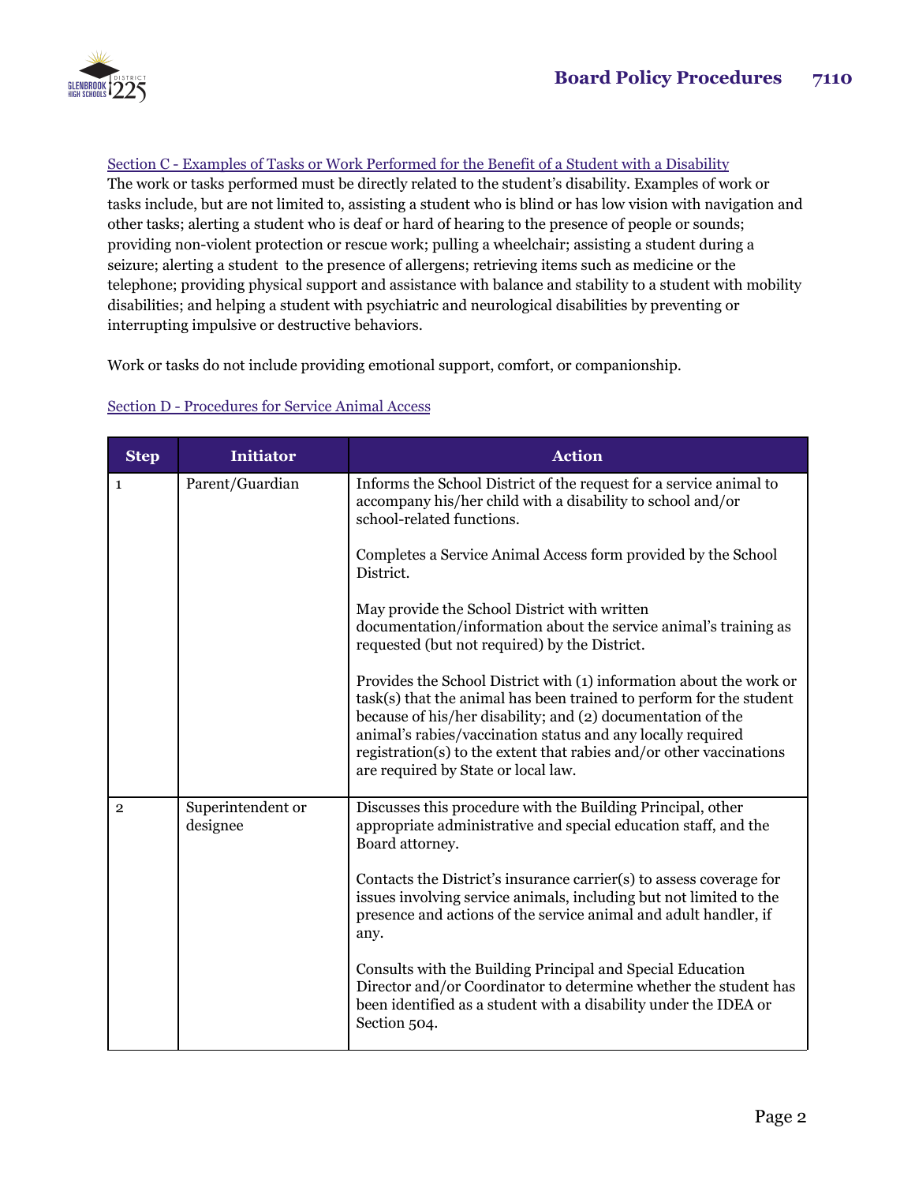Section C - Examples of Tasks or Work Performed for the Benefit of a Student with a Disability

The work or tasks performed must be directly related to the student's disability. Examples of work or tasks include, but are not limited to, assisting a student who is blind or has low vision with navigation and other tasks; alerting a student who is deaf or hard of hearing to the presence of people or sounds; providing non-violent protection or rescue work; pulling a wheelchair; assisting a student during a seizure; alerting a student to the presence of allergens; retrieving items such as medicine or the telephone; providing physical support and assistance with balance and stability to a student with mobility disabilities; and helping a student with psychiatric and neurological disabilities by preventing or interrupting impulsive or destructive behaviors.

Work or tasks do not include providing emotional support, comfort, or companionship.

Section D - Procedures for Service Animal Access

| Step | Initiator | Action |
|---|---|---|
| 1 | Parent/Guardian | Informs the School District of the request for a service animal to accompany his/her child with a disability to school and/or school-related functions.<br><br>Completes a Service Animal Access form provided by the School District.<br><br>May provide the School District with written documentation/information about the service animal's training as requested (but not required) by the District.<br><br>Provides the School District with (1) information about the work or task(s) that the animal has been trained to perform for the student because of his/her disability; and (2) documentation of the animal's rabies/vaccination status and any locally required registration(s) to the extent that rabies and/or other vaccinations are required by State or local law. |
| 2 | Superintendent or designee | Discusses this procedure with the Building Principal, other appropriate administrative and special education staff, and the Board attorney.<br><br>Contacts the District's insurance carrier(s) to assess coverage for issues involving service animals, including but not limited to the presence and actions of the service animal and adult handler, if any.<br><br>Consults with the Building Principal and Special Education Director and/or Coordinator to determine whether the student has been identified as a student with a disability under the IDEA or Section 504. |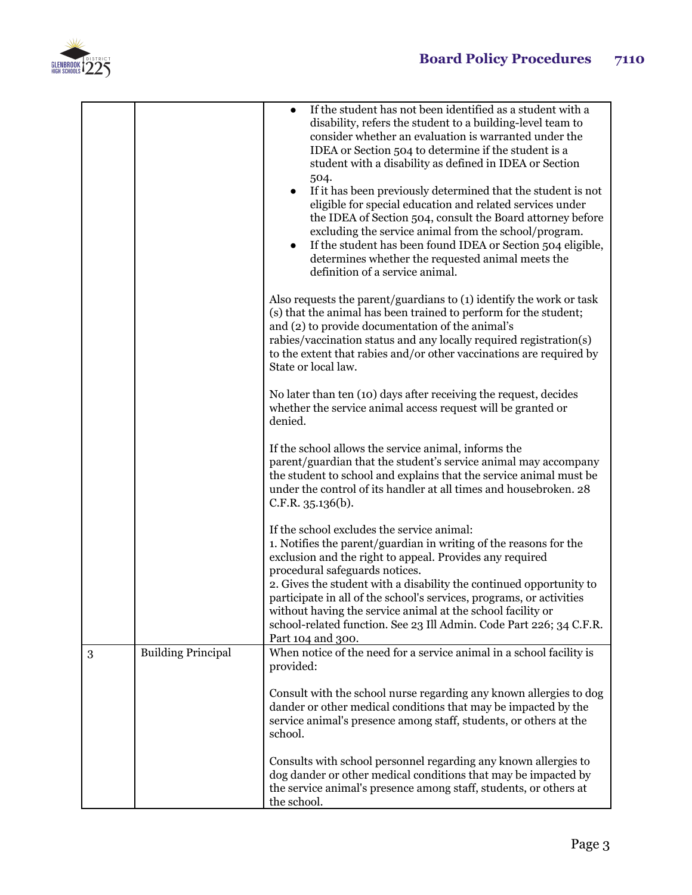| | | |
|---|---|---|
| | | • If the student has not been identified as a student with a disability, refers the student to a building-level team to consider whether an evaluation is warranted under the IDEA or Section 504 to determine if the student is a student with a disability as defined in IDEA or Section 504.<br>• If it has been previously determined that the student is not eligible for special education and related services under the IDEA of Section 504, consult the Board attorney before excluding the service animal from the school/program.<br>• If the student has been found IDEA or Section 504 eligible, determines whether the requested animal meets the definition of a service animal.<br><br>Also requests the parent/guardians to (1) identify the work or task (s) that the animal has been trained to perform for the student; and (2) to provide documentation of the animal's rabies/vaccination status and any locally required registration(s) to the extent that rabies and/or other vaccinations are required by State or local law.<br><br>No later than ten (10) days after receiving the request, decides whether the service animal access request will be granted or denied.<br><br>If the school allows the service animal, informs the parent/guardian that the student's service animal may accompany the student to school and explains that the service animal must be under the control of its handler at all times and housebroken. 28 C.F.R. 35.136(b).<br><br>If the school excludes the service animal:<br>1. Notifies the parent/guardian in writing of the reasons for the exclusion and the right to appeal. Provides any required procedural safeguards notices.<br>2. Gives the student with a disability the continued opportunity to participate in all of the school's services, programs, or activities without having the service animal at the school facility or school-related function. See 23 Ill Admin. Code Part 226; 34 C.F.R. Part 104 and 300. |
| 3 | Building Principal | When notice of the need for a service animal in a school facility is provided:<br><br>Consult with the school nurse regarding any known allergies to dog dander or other medical conditions that may be impacted by the service animal's presence among staff, students, or others at the school.<br><br>Consults with school personnel regarding any known allergies to dog dander or other medical conditions that may be impacted by the service animal's presence among staff, students, or others at the school. |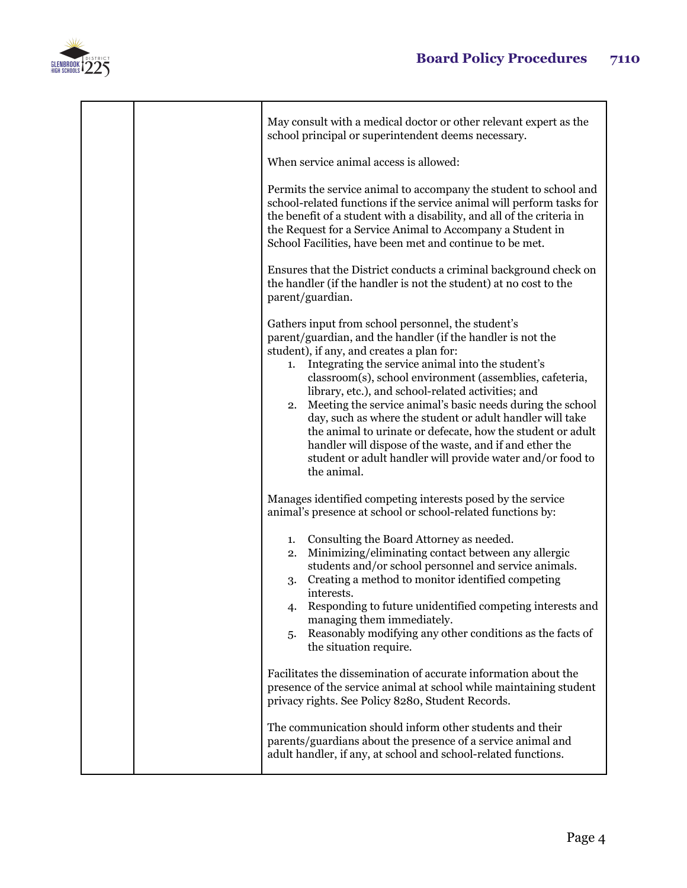| | | |
|---|---|---|
| | | May consult with a medical doctor or other relevant expert as the school principal or superintendent deems necessary.<br><br>When service animal access is allowed:<br><br>Permits the service animal to accompany the student to school and school-related functions if the service animal will perform tasks for the benefit of a student with a disability, and all of the criteria in the Request for a Service Animal to Accompany a Student in School Facilities, have been met and continue to be met.<br><br>Ensures that the District conducts a criminal background check on the handler (if the handler is not the student) at no cost to the parent/guardian.<br><br>Gathers input from school personnel, the student's parent/guardian, and the handler (if the handler is not the student), if any, and creates a plan for:<br>1. Integrating the service animal into the student's classroom(s), school environment (assemblies, cafeteria, library, etc.), and school-related activities; and<br>2. Meeting the service animal's basic needs during the school day, such as where the student or adult handler will take the animal to urinate or defecate, how the student or adult handler will dispose of the waste, and if and ether the student or adult handler will provide water and/or food to the animal.<br><br>Manages identified competing interests posed by the service animal's presence at school or school-related functions by:<br><br>1. Consulting the Board Attorney as needed.<br>2. Minimizing/eliminating contact between any allergic students and/or school personnel and service animals.<br>3. Creating a method to monitor identified competing interests.<br>4. Responding to future unidentified competing interests and managing them immediately.<br>5. Reasonably modifying any other conditions as the facts of the situation require.<br><br>Facilitates the dissemination of accurate information about the presence of the service animal at school while maintaining student privacy rights. See Policy 8280, Student Records.<br><br>The communication should inform other students and their parents/guardians about the presence of a service animal and adult handler, if any, at school and school-related functions. |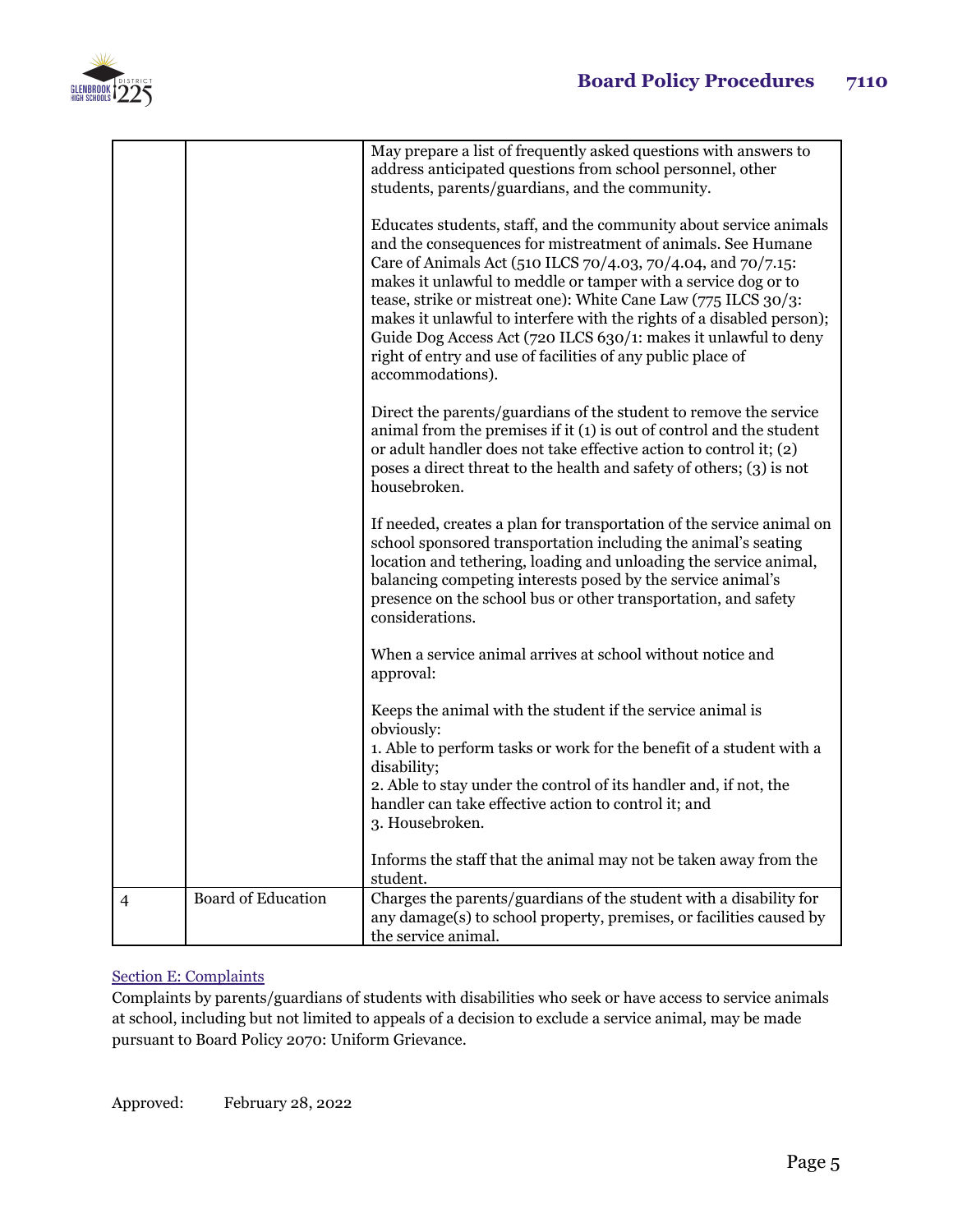| | | |
|---|---|---|
| | | May prepare a list of frequently asked questions with answers to address anticipated questions from school personnel, other students, parents/guardians, and the community.<br><br>Educates students, staff, and the community about service animals and the consequences for mistreatment of animals. See Humane Care of Animals Act (510 ILCS 70/4.03, 70/4.04, and 70/7.15: makes it unlawful to meddle or tamper with a service dog or to tease, strike or mistreat one): White Cane Law (775 ILCS 30/3: makes it unlawful to interfere with the rights of a disabled person); Guide Dog Access Act (720 ILCS 630/1: makes it unlawful to deny right of entry and use of facilities of any public place of accommodations).<br><br>Direct the parents/guardians of the student to remove the service animal from the premises if it (1) is out of control and the student or adult handler does not take effective action to control it; (2) poses a direct threat to the health and safety of others; (3) is not housebroken.<br><br>If needed, creates a plan for transportation of the service animal on school sponsored transportation including the animal's seating location and tethering, loading and unloading the service animal, balancing competing interests posed by the service animal's presence on the school bus or other transportation, and safety considerations.<br><br>When a service animal arrives at school without notice and approval:<br><br>Keeps the animal with the student if the service animal is obviously:<br>1. Able to perform tasks or work for the benefit of a student with a disability;<br>2. Able to stay under the control of its handler and, if not, the handler can take effective action to control it; and<br>3. Housebroken.<br><br>Informs the staff that the animal may not be taken away from the student. |
| 4 | Board of Education | Charges the parents/guardians of the student with a disability for any damage(s) to school property, premises, or facilities caused by the service animal. |

Section E: Complaints

Complaints by parents/guardians of students with disabilities who seek or have access to service animals at school, including but not limited to appeals of a decision to exclude a service animal, may be made pursuant to Board Policy 2070: Uniform Grievance.

Approved: February 28, 2022